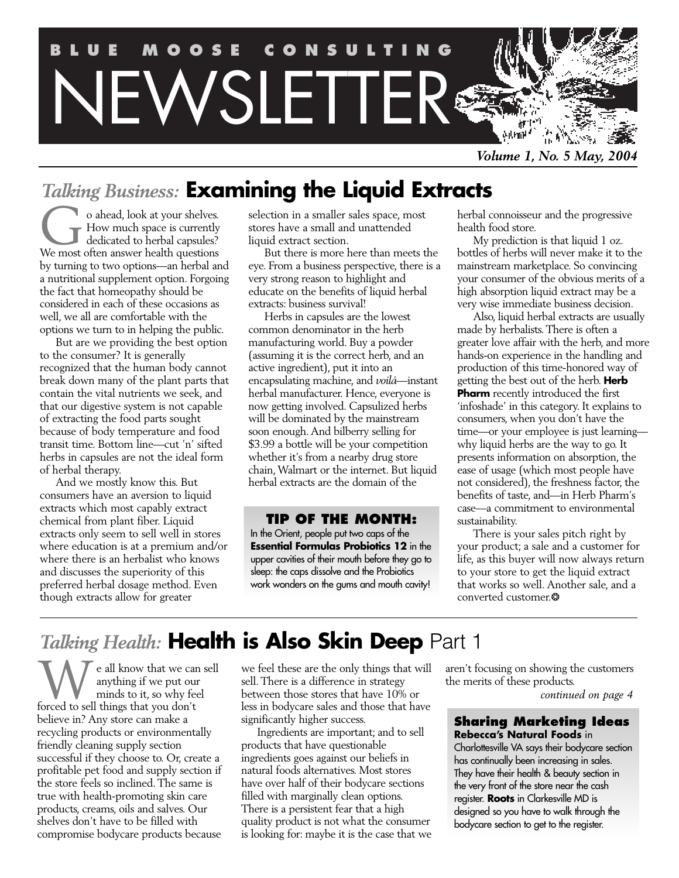# BLUE MOOSE CONSULTING NEWSLETTER

*Volume 1, No. 5 May, 2004*

## *Talking Business:* Examining the Liquid Extracts

Go ahead, look at your shelves. How much space is currently dedicated to herbal capsules? We most often answer health questions by turning to two options—an herbal and a nutritional supplement option. Forgoing the fact that homeopathy should be considered in each of these occasions as well, we all are comfortable with the options we turn to in helping the public.

But are we providing the best option to the consumer? It is generally recognized that the human body cannot break down many of the plant parts that contain the vital nutrients we seek, and that our digestive system is not capable of extracting the food parts sought because of body temperature and food transit time. Bottom line—cut 'n' sifted herbs in capsules are not the ideal form of herbal therapy.

And we mostly know this. But consumers have an aversion to liquid extracts which most capably extract chemical from plant fiber. Liquid extracts only seem to sell well in stores where education is at a premium and/or where there is an herbalist who knows and discusses the superiority of this preferred herbal dosage method. Even though extracts allow for greater selection in a smaller sales space, most stores have a small and unattended liquid extract section.

But there is more here than meets the eye. From a business perspective, there is a very strong reason to highlight and educate on the benefits of liquid herbal extracts: business survival!

Herbs in capsules are the lowest common denominator in the herb manufacturing world. Buy a powder (assuming it is the correct herb, and an active ingredient), put it into an encapsulating machine, and *voilá*—instant herbal manufacturer. Hence, everyone is now getting involved. Capsulized herbs will be dominated by the mainstream soon enough. And bilberry selling for $3.99 a bottle will be your competition whether it's from a nearby drug store chain, Walmart or the internet. But liquid herbal extracts are the domain of the herbal connoisseur and the progressive health food store.

My prediction is that liquid 1 oz. bottles of herbs will never make it to the mainstream marketplace. So convincing your consumer of the obvious merits of a high absorption liquid extract may be a very wise immediate business decision.

Also, liquid herbal extracts are usually made by herbalists. There is often a greater love affair with the herb, and more hands-on experience in the handling and production of this time-honored way of getting the best out of the herb. **Herb Pharm** recently introduced the first 'infoshade' in this category. It explains to consumers, when you don't have the time—or your employee is just learning—why liquid herbs are the way to go. It presents information on absorption, the ease of usage (which most people have not considered), the freshness factor, the benefits of taste, and—in Herb Pharm's case—a commitment to environmental sustainability.

There is your sales pitch right by your product; a sale and a customer for life, as this buyer will now always return to your store to get the liquid extract that works so well. Another sale, and a converted customer.❂

> **TIP OF THE MONTH:**
> In the Orient, people put two caps of the **Essential Formulas Probiotics 12** in the upper cavities of their mouth before they go to sleep: the caps dissolve and the Probiotics work wonders on the gums and mouth cavity!

## *Talking Health:* Health is Also Skin Deep Part 1

We all know that we can sell anything if we put our minds to it, so why feel forced to sell things that you don't believe in? Any store can make a recycling products or environmentally friendly cleaning supply section successful if they choose to. Or, create a profitable pet food and supply section if the store feels so inclined. The same is true with health-promoting skin care products, creams, oils and salves. Our shelves don't have to be filled with compromise bodycare products because we feel these are the only things that will sell. There is a difference in strategy between those stores that have 10% or less in bodycare sales and those that have significantly higher success.

Ingredients are important; and to sell products that have questionable ingredients goes against our beliefs in natural foods alternatives. Most stores have over half of their bodycare sections filled with marginally clean options. There is a persistent fear that a high quality product is not what the consumer is looking for: maybe it is the case that we aren't focusing on showing the customers the merits of these products.

*continued on page 4*

> **Sharing Marketing Ideas**
> **Rebecca's Natural Foods** in Charlottesville VA says their bodycare section has continually been increasing in sales. They have their health & beauty section in the very front of the store near the cash register. **Roots** in Clarkesville MD is designed so you have to walk through the bodycare section to get to the register.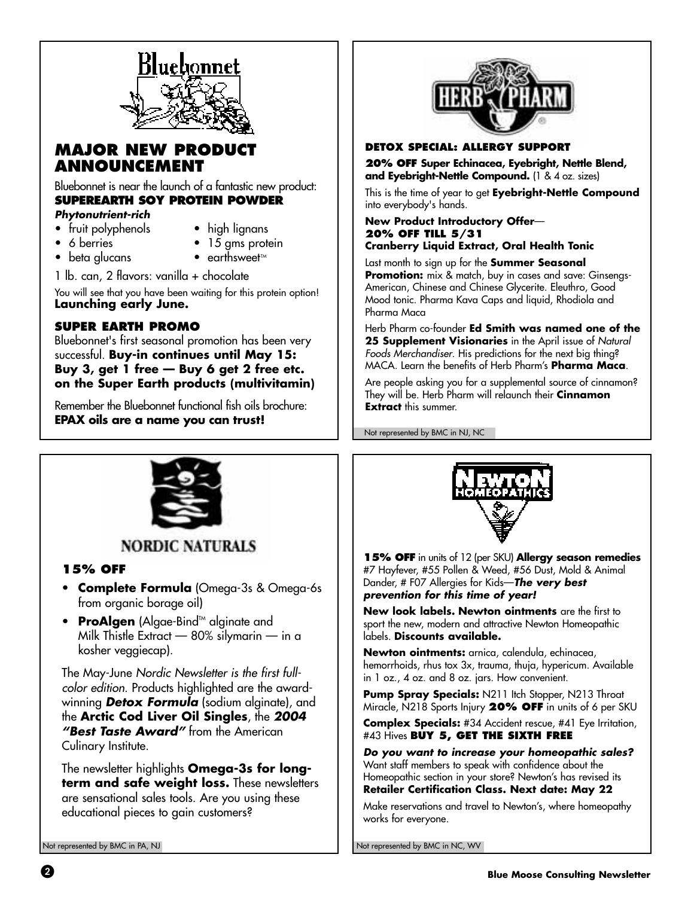Bluebonnet

## MAJOR NEW PRODUCT ANNOUNCEMENT

Bluebonnet is near the launch of a fantastic new product:
**SUPEREARTH SOY PROTEIN POWDER**
***Phytonutrient-rich***

- fruit polyphenols
- 6 berries
- beta glucans
- high lignans
- 15 gms protein
- earthsweet™

1 lb. can, 2 flavors: vanilla + chocolate

You will see that you have been waiting for this protein option!
**Launching early June.**

### SUPER EARTH PROMO

Bluebonnet's first seasonal promotion has been very successful. **Buy-in continues until May 15: Buy 3, get 1 free — Buy 6 get 2 free etc. on the Super Earth products (multivitamin)**

Remember the Bluebonnet functional fish oils brochure:
**EPAX oils are a name you can trust!**

HERB PHARM

### DETOX SPECIAL: ALLERGY SUPPORT

**20% OFF Super Echinacea, Eyebright, Nettle Blend, and Eyebright-Nettle Compound.** (1 & 4 oz. sizes)

This is the time of year to get **Eyebright-Nettle Compound** into everybody's hands.

**New Product Introductory Offer—**
**20% OFF TILL 5/31**
**Cranberry Liquid Extract, Oral Health Tonic**

Last month to sign up for the **Summer Seasonal Promotion:** mix & match, buy in cases and save: Ginsengs-American, Chinese and Chinese Glycerite. Eleuthro, Good Mood tonic. Pharma Kava Caps and liquid, Rhodiola and Pharma Maca

Herb Pharm co-founder **Ed Smith was named one of the 25 Supplement Visionaries** in the April issue of *Natural Foods Merchandiser*. His predictions for the next big thing? MACA. Learn the benefits of Herb Pharm's **Pharma Maca**.

Are people asking you for a supplemental source of cinnamon? They will be. Herb Pharm will relaunch their **Cinnamon Extract** this summer.

Not represented by BMC in NJ, NC

NORDIC NATURALS

### 15% OFF

- **Complete Formula** (Omega-3s & Omega-6s from organic borage oil)
- **ProAlgen** (Algae-Bind™ alginate and Milk Thistle Extract — 80% silymarin — in a kosher veggiecap).

The May-June *Nordic Newsletter is the first full-color edition*. Products highlighted are the award-winning ***Detox Formula*** (sodium alginate), and the **Arctic Cod Liver Oil Singles**, the ***2004 "Best Taste Award"*** from the American Culinary Institute.

The newsletter highlights **Omega-3s for long-term and safe weight loss.** These newsletters are sensational sales tools. Are you using these educational pieces to gain customers?

Not represented by BMC in PA, NJ

NEWTON HOMEOPATHICS

**15% OFF** in units of 12 (per SKU) **Allergy season remedies** #7 Hayfever, #55 Pollen & Weed, #56 Dust, Mold & Animal Dander, # F07 Allergies for Kids—***The very best prevention for this time of year!***

**New look labels. Newton ointments** are the first to sport the new, modern and attractive Newton Homeopathic labels. **Discounts available.**

**Newton ointments:** arnica, calendula, echinacea, hemorrhoids, rhus tox 3x, trauma, thuja, hypericum. Available in 1 oz., 4 oz. and 8 oz. jars. How convenient.

**Pump Spray Specials:** N211 Itch Stopper, N213 Throat Miracle, N218 Sports Injury **20% OFF** in units of 6 per SKU

**Complex Specials:** #34 Accident rescue, #41 Eye Irritation, #43 Hives **BUY 5, GET THE SIXTH FREE**

***Do you want to increase your homeopathic sales?*** Want staff members to speak with confidence about the Homeopathic section in your store? Newton's has revised its **Retailer Certification Class. Next date: May 22**

Make reservations and travel to Newton's, where homeopathy works for everyone.

Not represented by BMC in NC, WV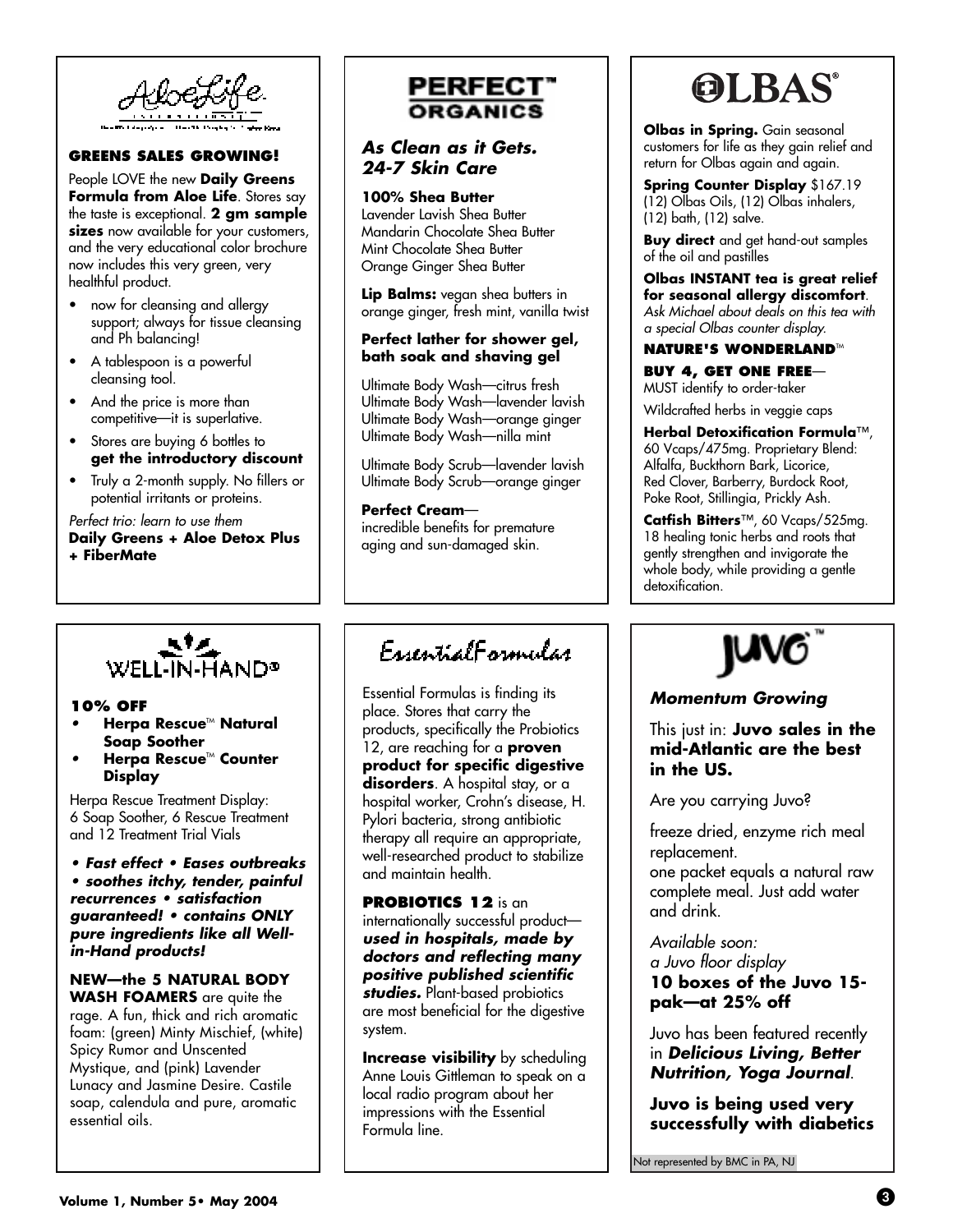## AloeLife

**GREENS SALES GROWING!**

People LOVE the new **Daily Greens Formula from Aloe Life**. Stores say the taste is exceptional. **2 gm sample sizes** now available for your customers, and the very educational color brochure now includes this very green, very healthful product.

- now for cleansing and allergy support; always for tissue cleansing and Ph balancing!
- A tablespoon is a powerful cleansing tool.
- And the price is more than competitive—it is superlative.
- Stores are buying 6 bottles to **get the introductory discount**
- Truly a 2-month supply. No fillers or potential irritants or proteins.

*Perfect trio: learn to use them*
**Daily Greens + Aloe Detox Plus + FiberMate**

## PERFECT™ ORGANICS

***As Clean as it Gets. 24-7 Skin Care***

**100% Shea Butter**
Lavender Lavish Shea Butter
Mandarin Chocolate Shea Butter
Mint Chocolate Shea Butter
Orange Ginger Shea Butter

**Lip Balms:** vegan shea butters in orange ginger, fresh mint, vanilla twist

**Perfect lather for shower gel, bath soak and shaving gel**

Ultimate Body Wash—citrus fresh
Ultimate Body Wash—lavender lavish
Ultimate Body Wash—orange ginger
Ultimate Body Wash—nilla mint

Ultimate Body Scrub—lavender lavish
Ultimate Body Scrub—orange ginger

**Perfect Cream**—
incredible benefits for premature aging and sun-damaged skin.

## OLBAS®

**Olbas in Spring.** Gain seasonal customers for life as they gain relief and return for Olbas again and again.

**Spring Counter Display** $167.19 (12) Olbas Oils, (12) Olbas inhalers, (12) bath, (12) salve.

**Buy direct** and get hand-out samples of the oil and pastilles

**Olbas INSTANT tea is great relief for seasonal allergy discomfort**. *Ask Michael about deals on this tea with a special Olbas counter display.*

**NATURE'S WONDERLAND**™

**BUY 4, GET ONE FREE**—
MUST identify to order-taker

Wildcrafted herbs in veggie caps

**Herbal Detoxification Formula**™, 60 Vcaps/475mg. Proprietary Blend: Alfalfa, Buckthorn Bark, Licorice, Red Clover, Barberry, Burdock Root, Poke Root, Stillingia, Prickly Ash.

**Catfish Bitters**™, 60 Vcaps/525mg. 18 healing tonic herbs and roots that gently strengthen and invigorate the whole body, while providing a gentle detoxification.

## WELL-IN-HAND®

**10% OFF**

- **Herpa Rescue™ Natural Soap Soother**
- **Herpa Rescue™ Counter Display**

Herpa Rescue Treatment Display: 6 Soap Soother, 6 Rescue Treatment and 12 Treatment Trial Vials

***• Fast effect • Eases outbreaks • soothes itchy, tender, painful recurrences • satisfaction guaranteed! • contains ONLY pure ingredients like all Well-in-Hand products!***

**NEW—the 5 NATURAL BODY WASH FOAMERS** are quite the rage. A fun, thick and rich aromatic foam: (green) Minty Mischief, (white) Spicy Rumor and Unscented Mystique, and (pink) Lavender Lunacy and Jasmine Desire. Castile soap, calendula and pure, aromatic essential oils.

## EssentialFormulas

Essential Formulas is finding its place. Stores that carry the products, specifically the Probiotics 12, are reaching for a **proven product for specific digestive disorders**. A hospital stay, or a hospital worker, Crohn's disease, H. Pylori bacteria, strong antibiotic therapy all require an appropriate, well-researched product to stabilize and maintain health.

**PROBIOTICS 12** is an internationally successful product—***used in hospitals, made by doctors and reflecting many positive published scientific studies.*** Plant-based probiotics are most beneficial for the digestive system.

**Increase visibility** by scheduling Anne Louis Gittleman to speak on a local radio program about her impressions with the Essential Formula line.

## JUVO™

***Momentum Growing***

This just in: **Juvo sales in the mid-Atlantic are the best in the US.**

Are you carrying Juvo?

freeze dried, enzyme rich meal replacement.
one packet equals a natural raw complete meal. Just add water and drink.

*Available soon:*
*a Juvo floor display*
**10 boxes of the Juvo 15-pak—at 25% off**

Juvo has been featured recently in ***Delicious Living, Better Nutrition, Yoga Journal***.

**Juvo is being used very successfully with diabetics**

Not represented by BMC in PA, NJ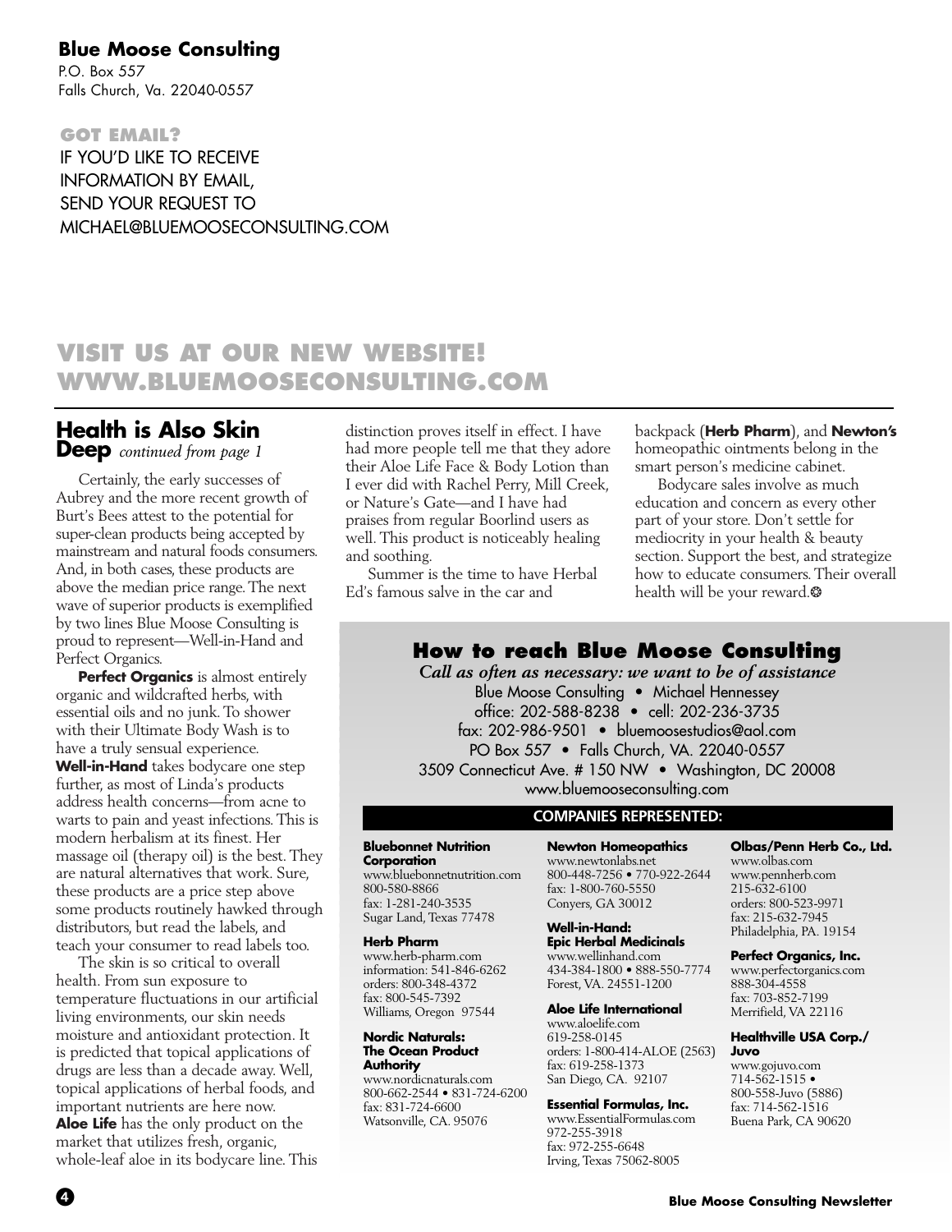**Blue Moose Consulting**
P.O. Box 557
Falls Church, Va. 22040-0557

**GOT EMAIL?**
IF YOU'D LIKE TO RECEIVE INFORMATION BY EMAIL, SEND YOUR REQUEST TO MICHAEL@BLUEMOOSECONSULTING.COM

## VISIT US AT OUR NEW WEBSITE! WWW.BLUEMOOSECONSULTING.COM

## Health is Also Skin Deep *continued from page 1*

Certainly, the early successes of Aubrey and the more recent growth of Burt's Bees attest to the potential for super-clean products being accepted by mainstream and natural foods consumers. And, in both cases, these products are above the median price range. The next wave of superior products is exemplified by two lines Blue Moose Consulting is proud to represent—Well-in-Hand and Perfect Organics.

**Perfect Organics** is almost entirely organic and wildcrafted herbs, with essential oils and no junk. To shower with their Ultimate Body Wash is to have a truly sensual experience. **Well-in-Hand** takes bodycare one step further, as most of Linda's products address health concerns—from acne to warts to pain and yeast infections. This is modern herbalism at its finest. Her massage oil (therapy oil) is the best. They are natural alternatives that work. Sure, these products are a price step above some products routinely hawked through distributors, but read the labels, and teach your consumer to read labels too.

The skin is so critical to overall health. From sun exposure to temperature fluctuations in our artificial living environments, our skin needs moisture and antioxidant protection. It is predicted that topical applications of drugs are less than a decade away. Well, topical applications of herbal foods, and important nutrients are here now. **Aloe Life** has the only product on the market that utilizes fresh, organic, whole-leaf aloe in its bodycare line. This distinction proves itself in effect. I have had more people tell me that they adore their Aloe Life Face & Body Lotion than I ever did with Rachel Perry, Mill Creek, or Nature's Gate—and I have had praises from regular Boorlind users as well. This product is noticeably healing and soothing.

Summer is the time to have Herbal Ed's famous salve in the car and backpack (**Herb Pharm**), and **Newton's** homeopathic ointments belong in the smart person's medicine cabinet.

Bodycare sales involve as much education and concern as every other part of your store. Don't settle for mediocrity in your health & beauty section. Support the best, and strategize how to educate consumers. Their overall health will be your reward.

## How to reach Blue Moose Consulting

***Call as often as necessary: we want to be of assistance***

Blue Moose Consulting • Michael Hennessey
office: 202-588-8238 • cell: 202-236-3735
fax: 202-986-9501 • bluemoosestudios@aol.com
PO Box 557 • Falls Church, VA. 22040-0557
3509 Connecticut Ave. # 150 NW • Washington, DC 20008
www.bluemooseconsulting.com

### COMPANIES REPRESENTED:

**Bluebonnet Nutrition Corporation**
www.bluebonnetnutrition.com
800-580-8866
fax: 1-281-240-3535
Sugar Land, Texas 77478

**Herb Pharm**
www.herb-pharm.com
information: 541-846-6262
orders: 800-348-4372
fax: 800-545-7392
Williams, Oregon 97544

**Nordic Naturals: The Ocean Product Authority**
www.nordicnaturals.com
800-662-2544 • 831-724-6200
fax: 831-724-6600
Watsonville, CA. 95076

**Newton Homeopathics**
www.newtonlabs.net
800-448-7256 • 770-922-2644
fax: 1-800-760-5550
Conyers, GA 30012

**Well-in-Hand: Epic Herbal Medicinals**
www.wellinhand.com
434-384-1800 • 888-550-7774
Forest, VA. 24551-1200

**Aloe Life International**
www.aloelife.com
619-258-0145
orders: 1-800-414-ALOE (2563)
fax: 619-258-1373
San Diego, CA. 92107

**Essential Formulas, Inc.**
www.EssentialFormulas.com
972-255-3918
fax: 972-255-6648
Irving, Texas 75062-8005

**Olbas/Penn Herb Co., Ltd.**
www.olbas.com
www.pennherb.com
215-632-6100
orders: 800-523-9971
fax: 215-632-7945
Philadelphia, PA. 19154

**Perfect Organics, Inc.**
www.perfectorganics.com
888-304-4558
fax: 703-852-7199
Merrifield, VA 22116

**Healthville USA Corp./ Juvo**
www.gojuvo.com
714-562-1515 •
800-558-Juvo (5886)
fax: 714-562-1516
Buena Park, CA 90620